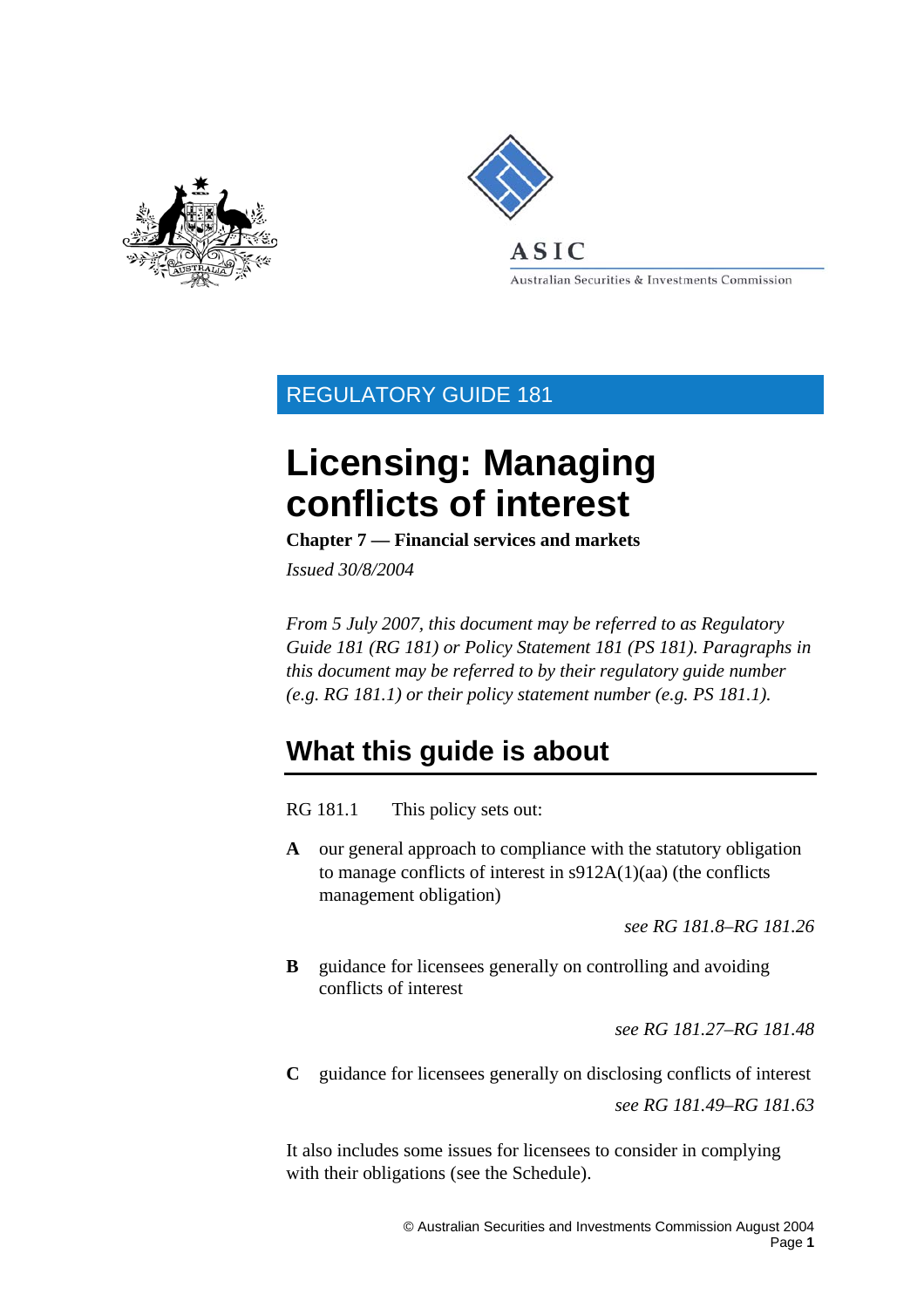ASIC

Australian Securities & Investments Commission

REGULATORY GUIDE 181

# Licensing: Managing conflicts of interest

**Chapter 7 — Financial services and markets**

*Issued 30/8/2004*

*From 5 July 2007, this document may be referred to as Regulatory Guide 181 (RG 181) or Policy Statement 181 (PS 181). Paragraphs in this document may be referred to by their regulatory guide number (e.g. RG 181.1) or their policy statement number (e.g. PS 181.1).*

## What this guide is about

RG 181.1 This policy sets out:

**A** our general approach to compliance with the statutory obligation to manage conflicts of interest in s912A(1)(aa) (the conflicts management obligation)

*see RG 181.8–RG 181.26*

**B** guidance for licensees generally on controlling and avoiding conflicts of interest

*see RG 181.27–RG 181.48*

**C** guidance for licensees generally on disclosing conflicts of interest

*see RG 181.49–RG 181.63*

It also includes some issues for licensees to consider in complying with their obligations (see the Schedule).

© Australian Securities and Investments Commission August 2004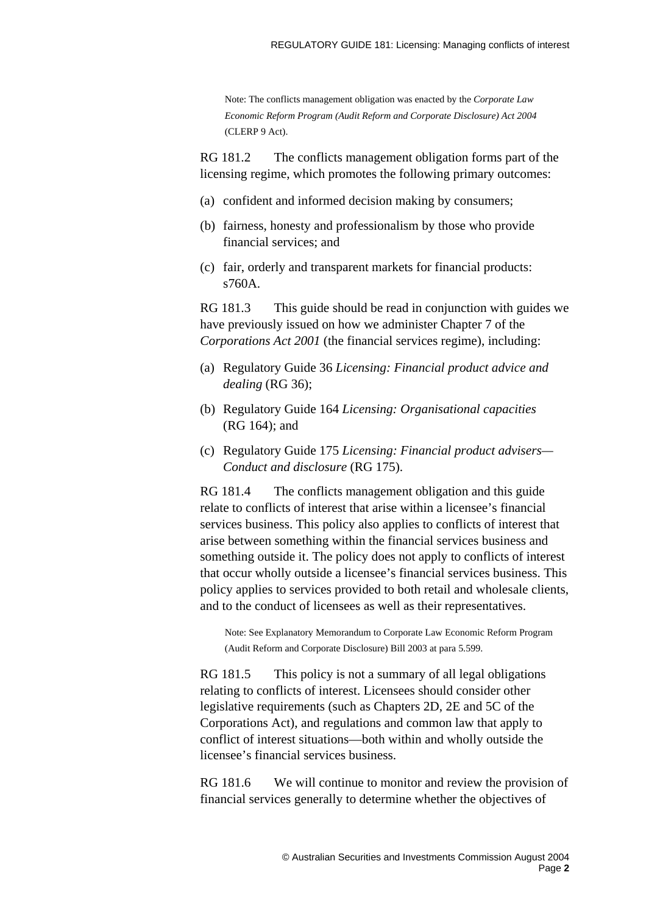Note: The conflicts management obligation was enacted by the *Corporate Law Economic Reform Program (Audit Reform and Corporate Disclosure) Act 2004* (CLERP 9 Act).

RG 181.2 The conflicts management obligation forms part of the licensing regime, which promotes the following primary outcomes:

(a) confident and informed decision making by consumers;

(b) fairness, honesty and professionalism by those who provide financial services; and

(c) fair, orderly and transparent markets for financial products: s760A.

RG 181.3 This guide should be read in conjunction with guides we have previously issued on how we administer Chapter 7 of the *Corporations Act 2001* (the financial services regime), including:

(a) Regulatory Guide 36 *Licensing: Financial product advice and dealing* (RG 36);

(b) Regulatory Guide 164 *Licensing: Organisational capacities* (RG 164); and

(c) Regulatory Guide 175 *Licensing: Financial product advisers—Conduct and disclosure* (RG 175).

RG 181.4 The conflicts management obligation and this guide relate to conflicts of interest that arise within a licensee's financial services business. This policy also applies to conflicts of interest that arise between something within the financial services business and something outside it. The policy does not apply to conflicts of interest that occur wholly outside a licensee's financial services business. This policy applies to services provided to both retail and wholesale clients, and to the conduct of licensees as well as their representatives.

Note: See Explanatory Memorandum to Corporate Law Economic Reform Program (Audit Reform and Corporate Disclosure) Bill 2003 at para 5.599.

RG 181.5 This policy is not a summary of all legal obligations relating to conflicts of interest. Licensees should consider other legislative requirements (such as Chapters 2D, 2E and 5C of the Corporations Act), and regulations and common law that apply to conflict of interest situations—both within and wholly outside the licensee's financial services business.

RG 181.6 We will continue to monitor and review the provision of financial services generally to determine whether the objectives of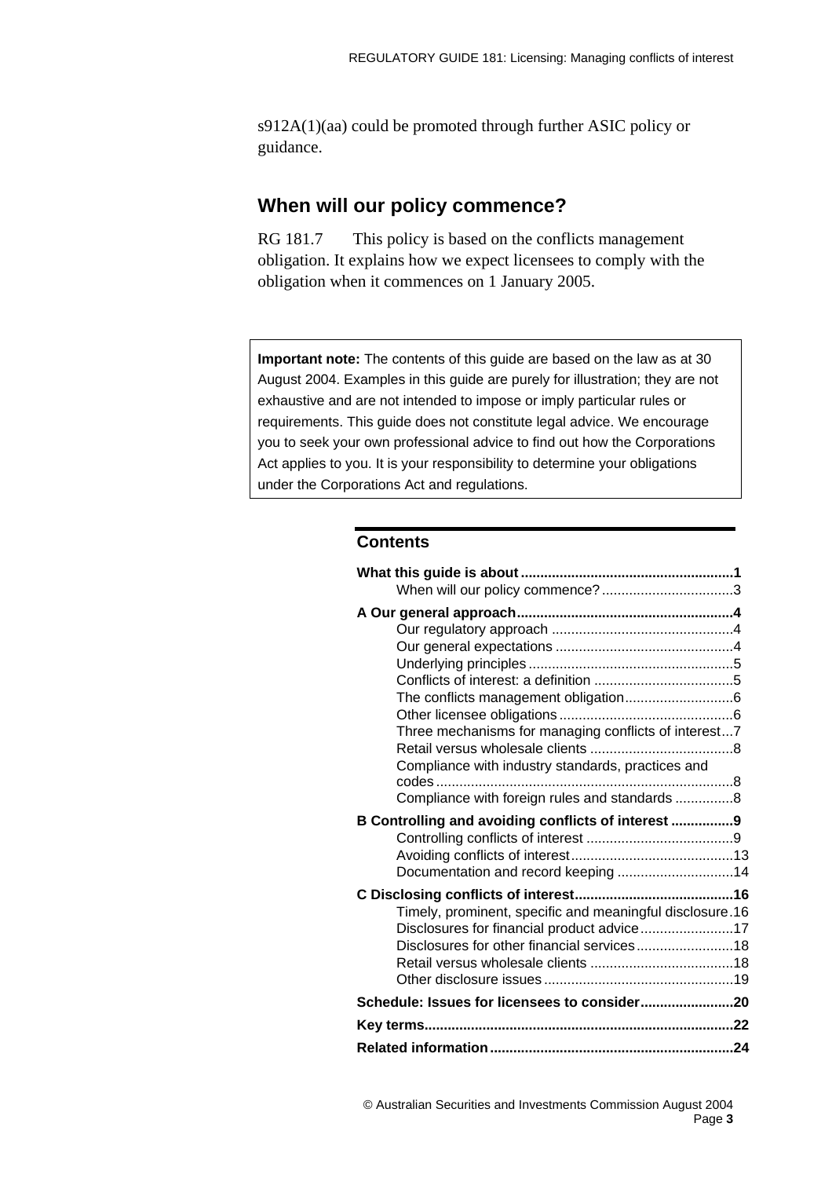s912A(1)(aa) could be promoted through further ASIC policy or guidance.

## When will our policy commence?

RG 181.7 This policy is based on the conflicts management obligation. It explains how we expect licensees to comply with the obligation when it commences on 1 January 2005.

> **Important note:** The contents of this guide are based on the law as at 30 August 2004. Examples in this guide are purely for illustration; they are not exhaustive and are not intended to impose or imply particular rules or requirements. This guide does not constitute legal advice. We encourage you to seek your own professional advice to find out how the Corporations Act applies to you. It is your responsibility to determine your obligations under the Corporations Act and regulations.

### Contents

**What this guide is about ....... 1**
- When will our policy commence? ....... 3

**A Our general approach ....... 4**
- Our regulatory approach ....... 4
- Our general expectations ....... 4
- Underlying principles ....... 5
- Conflicts of interest: a definition ....... 5
- The conflicts management obligation ....... 6
- Other licensee obligations ....... 6
- Three mechanisms for managing conflicts of interest ....... 7
- Retail versus wholesale clients ....... 8
- Compliance with industry standards, practices and codes ....... 8
- Compliance with foreign rules and standards ....... 8

**B Controlling and avoiding conflicts of interest ....... 9**
- Controlling conflicts of interest ....... 9
- Avoiding conflicts of interest ....... 13
- Documentation and record keeping ....... 14

**C Disclosing conflicts of interest ....... 16**
- Timely, prominent, specific and meaningful disclosure ....... 16
- Disclosures for financial product advice ....... 17
- Disclosures for other financial services ....... 18
- Retail versus wholesale clients ....... 18
- Other disclosure issues ....... 19

**Schedule: Issues for licensees to consider ....... 20**

**Key terms ....... 22**

**Related information ....... 24**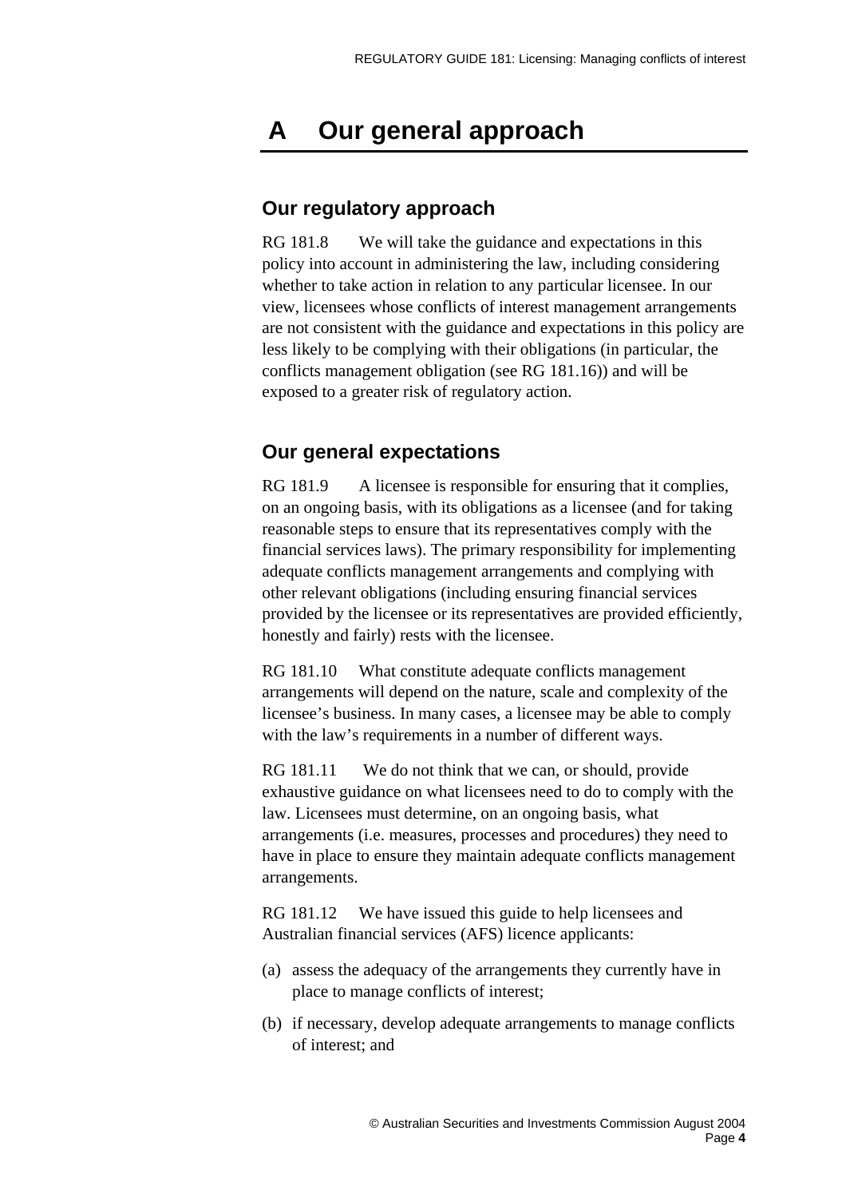# A Our general approach

## Our regulatory approach

RG 181.8 We will take the guidance and expectations in this policy into account in administering the law, including considering whether to take action in relation to any particular licensee. In our view, licensees whose conflicts of interest management arrangements are not consistent with the guidance and expectations in this policy are less likely to be complying with their obligations (in particular, the conflicts management obligation (see RG 181.16)) and will be exposed to a greater risk of regulatory action.

## Our general expectations

RG 181.9 A licensee is responsible for ensuring that it complies, on an ongoing basis, with its obligations as a licensee (and for taking reasonable steps to ensure that its representatives comply with the financial services laws). The primary responsibility for implementing adequate conflicts management arrangements and complying with other relevant obligations (including ensuring financial services provided by the licensee or its representatives are provided efficiently, honestly and fairly) rests with the licensee.

RG 181.10 What constitute adequate conflicts management arrangements will depend on the nature, scale and complexity of the licensee's business. In many cases, a licensee may be able to comply with the law's requirements in a number of different ways.

RG 181.11 We do not think that we can, or should, provide exhaustive guidance on what licensees need to do to comply with the law. Licensees must determine, on an ongoing basis, what arrangements (i.e. measures, processes and procedures) they need to have in place to ensure they maintain adequate conflicts management arrangements.

RG 181.12 We have issued this guide to help licensees and Australian financial services (AFS) licence applicants:

(a) assess the adequacy of the arrangements they currently have in place to manage conflicts of interest;

(b) if necessary, develop adequate arrangements to manage conflicts of interest; and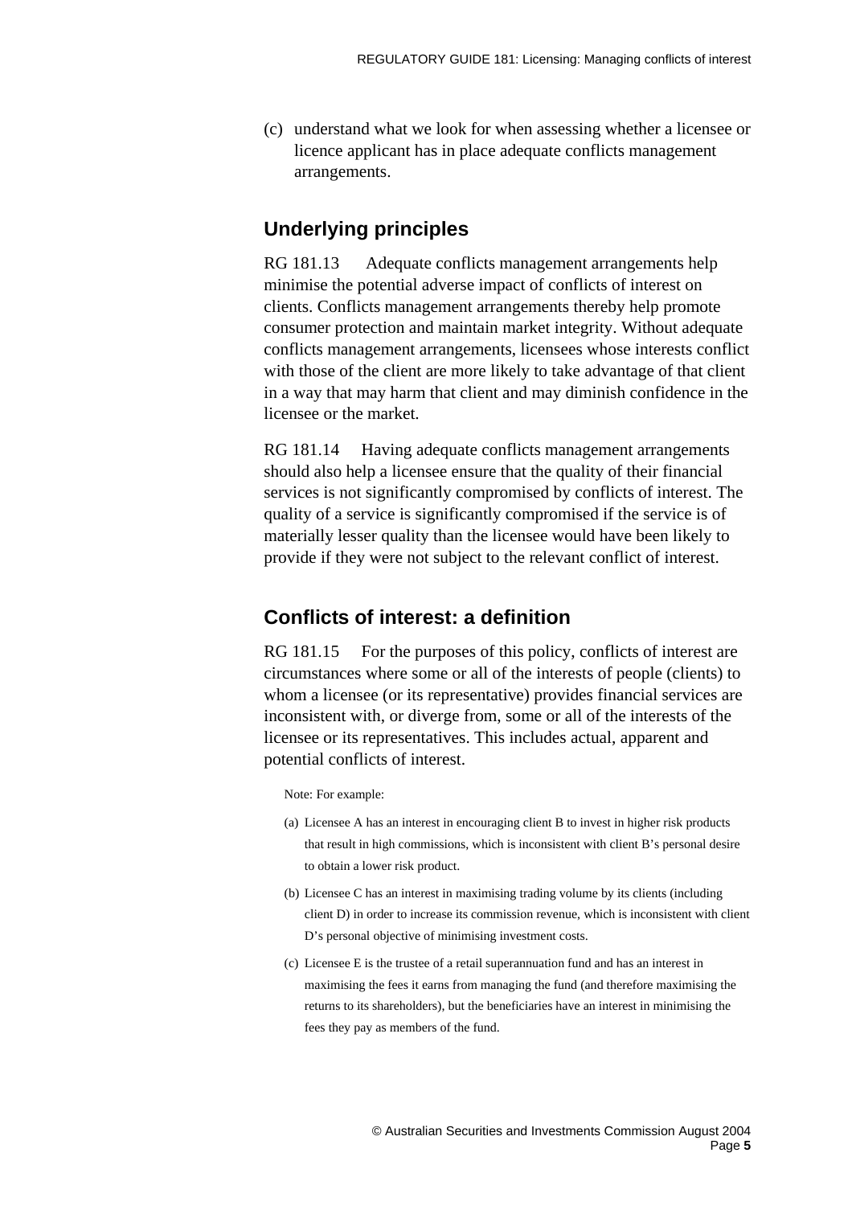(c) understand what we look for when assessing whether a licensee or licence applicant has in place adequate conflicts management arrangements.

## Underlying principles

RG 181.13 Adequate conflicts management arrangements help minimise the potential adverse impact of conflicts of interest on clients. Conflicts management arrangements thereby help promote consumer protection and maintain market integrity. Without adequate conflicts management arrangements, licensees whose interests conflict with those of the client are more likely to take advantage of that client in a way that may harm that client and may diminish confidence in the licensee or the market.

RG 181.14 Having adequate conflicts management arrangements should also help a licensee ensure that the quality of their financial services is not significantly compromised by conflicts of interest. The quality of a service is significantly compromised if the service is of materially lesser quality than the licensee would have been likely to provide if they were not subject to the relevant conflict of interest.

## Conflicts of interest: a definition

RG 181.15 For the purposes of this policy, conflicts of interest are circumstances where some or all of the interests of people (clients) to whom a licensee (or its representative) provides financial services are inconsistent with, or diverge from, some or all of the interests of the licensee or its representatives. This includes actual, apparent and potential conflicts of interest.

Note: For example:

(a) Licensee A has an interest in encouraging client B to invest in higher risk products that result in high commissions, which is inconsistent with client B's personal desire to obtain a lower risk product.

(b) Licensee C has an interest in maximising trading volume by its clients (including client D) in order to increase its commission revenue, which is inconsistent with client D's personal objective of minimising investment costs.

(c) Licensee E is the trustee of a retail superannuation fund and has an interest in maximising the fees it earns from managing the fund (and therefore maximising the returns to its shareholders), but the beneficiaries have an interest in minimising the fees they pay as members of the fund.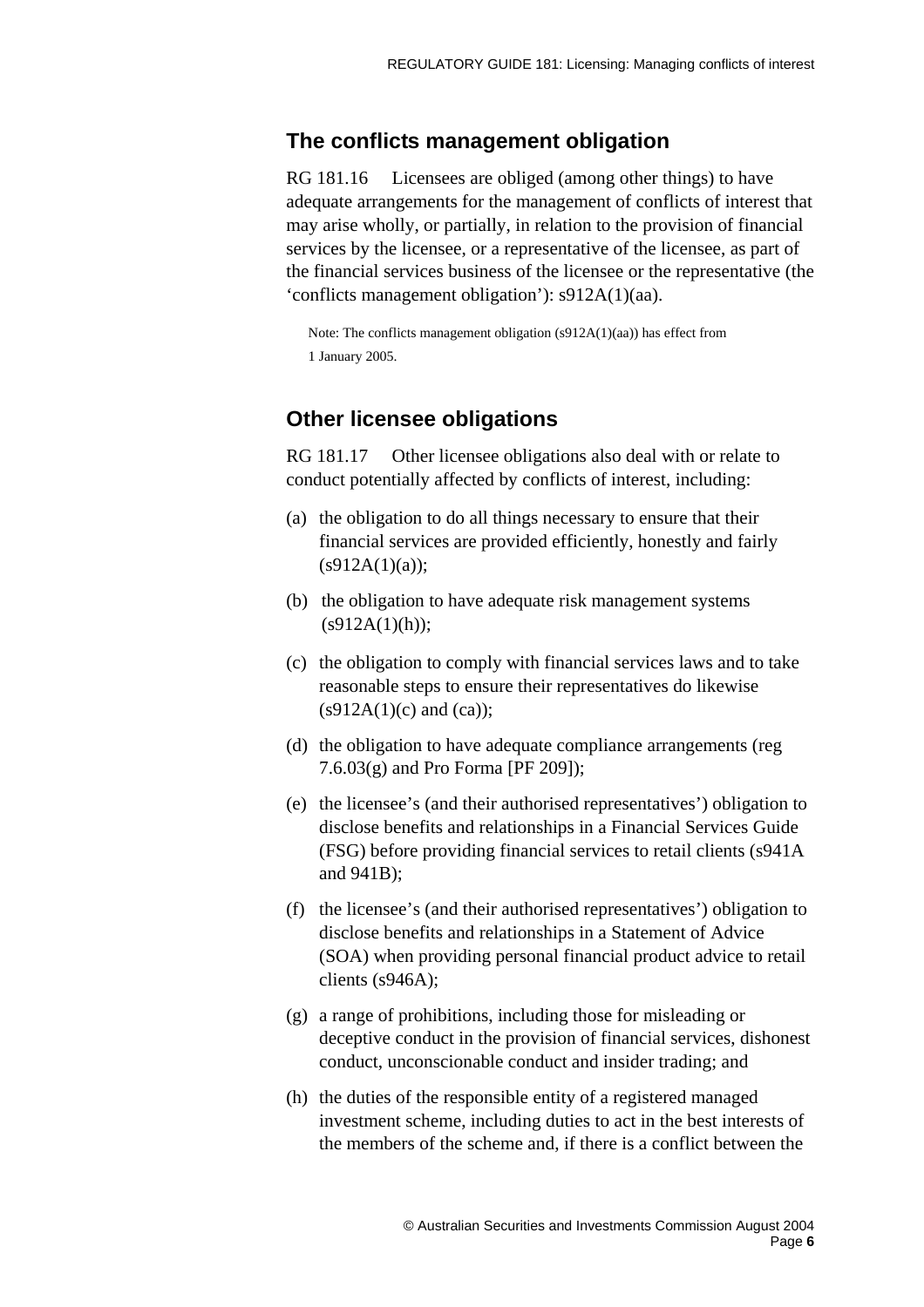## The conflicts management obligation

RG 181.16 Licensees are obliged (among other things) to have adequate arrangements for the management of conflicts of interest that may arise wholly, or partially, in relation to the provision of financial services by the licensee, or a representative of the licensee, as part of the financial services business of the licensee or the representative (the 'conflicts management obligation'): s912A(1)(aa).

> Note: The conflicts management obligation (s912A(1)(aa)) has effect from 1 January 2005.

## Other licensee obligations

RG 181.17 Other licensee obligations also deal with or relate to conduct potentially affected by conflicts of interest, including:

(a) the obligation to do all things necessary to ensure that their financial services are provided efficiently, honestly and fairly (s912A(1)(a));

(b) the obligation to have adequate risk management systems (s912A(1)(h));

(c) the obligation to comply with financial services laws and to take reasonable steps to ensure their representatives do likewise (s912A(1)(c) and (ca));

(d) the obligation to have adequate compliance arrangements (reg 7.6.03(g) and Pro Forma [PF 209]);

(e) the licensee's (and their authorised representatives') obligation to disclose benefits and relationships in a Financial Services Guide (FSG) before providing financial services to retail clients (s941A and 941B);

(f) the licensee's (and their authorised representatives') obligation to disclose benefits and relationships in a Statement of Advice (SOA) when providing personal financial product advice to retail clients (s946A);

(g) a range of prohibitions, including those for misleading or deceptive conduct in the provision of financial services, dishonest conduct, unconscionable conduct and insider trading; and

(h) the duties of the responsible entity of a registered managed investment scheme, including duties to act in the best interests of the members of the scheme and, if there is a conflict between the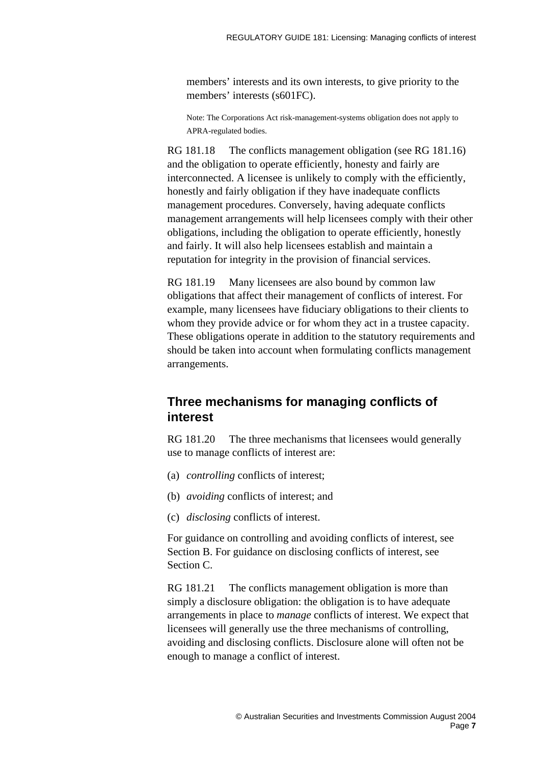members' interests and its own interests, to give priority to the members' interests (s601FC).

Note: The Corporations Act risk-management-systems obligation does not apply to APRA-regulated bodies.

RG 181.18 The conflicts management obligation (see RG 181.16) and the obligation to operate efficiently, honesty and fairly are interconnected. A licensee is unlikely to comply with the efficiently, honestly and fairly obligation if they have inadequate conflicts management procedures. Conversely, having adequate conflicts management arrangements will help licensees comply with their other obligations, including the obligation to operate efficiently, honestly and fairly. It will also help licensees establish and maintain a reputation for integrity in the provision of financial services.

RG 181.19 Many licensees are also bound by common law obligations that affect their management of conflicts of interest. For example, many licensees have fiduciary obligations to their clients to whom they provide advice or for whom they act in a trustee capacity. These obligations operate in addition to the statutory requirements and should be taken into account when formulating conflicts management arrangements.

## Three mechanisms for managing conflicts of interest

RG 181.20 The three mechanisms that licensees would generally use to manage conflicts of interest are:

(a) *controlling* conflicts of interest;

(b) *avoiding* conflicts of interest; and

(c) *disclosing* conflicts of interest.

For guidance on controlling and avoiding conflicts of interest, see Section B. For guidance on disclosing conflicts of interest, see Section C.

RG 181.21 The conflicts management obligation is more than simply a disclosure obligation: the obligation is to have adequate arrangements in place to *manage* conflicts of interest. We expect that licensees will generally use the three mechanisms of controlling, avoiding and disclosing conflicts. Disclosure alone will often not be enough to manage a conflict of interest.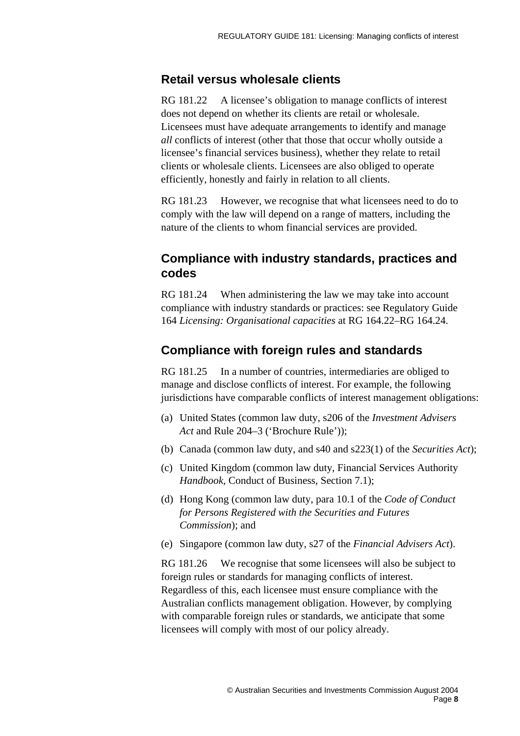## Retail versus wholesale clients

RG 181.22 A licensee's obligation to manage conflicts of interest does not depend on whether its clients are retail or wholesale. Licensees must have adequate arrangements to identify and manage *all* conflicts of interest (other that those that occur wholly outside a licensee's financial services business), whether they relate to retail clients or wholesale clients. Licensees are also obliged to operate efficiently, honestly and fairly in relation to all clients.

RG 181.23 However, we recognise that what licensees need to do to comply with the law will depend on a range of matters, including the nature of the clients to whom financial services are provided.

## Compliance with industry standards, practices and codes

RG 181.24 When administering the law we may take into account compliance with industry standards or practices: see Regulatory Guide 164 *Licensing: Organisational capacities* at RG 164.22–RG 164.24.

## Compliance with foreign rules and standards

RG 181.25 In a number of countries, intermediaries are obliged to manage and disclose conflicts of interest. For example, the following jurisdictions have comparable conflicts of interest management obligations:

(a) United States (common law duty, s206 of the *Investment Advisers Act* and Rule 204–3 ('Brochure Rule'));

(b) Canada (common law duty, and s40 and s223(1) of the *Securities Act*);

(c) United Kingdom (common law duty, Financial Services Authority *Handbook,* Conduct of Business, Section 7.1);

(d) Hong Kong (common law duty, para 10.1 of the *Code of Conduct for Persons Registered with the Securities and Futures Commission*); and

(e) Singapore (common law duty, s27 of the *Financial Advisers Act*).

RG 181.26 We recognise that some licensees will also be subject to foreign rules or standards for managing conflicts of interest. Regardless of this, each licensee must ensure compliance with the Australian conflicts management obligation. However, by complying with comparable foreign rules or standards, we anticipate that some licensees will comply with most of our policy already.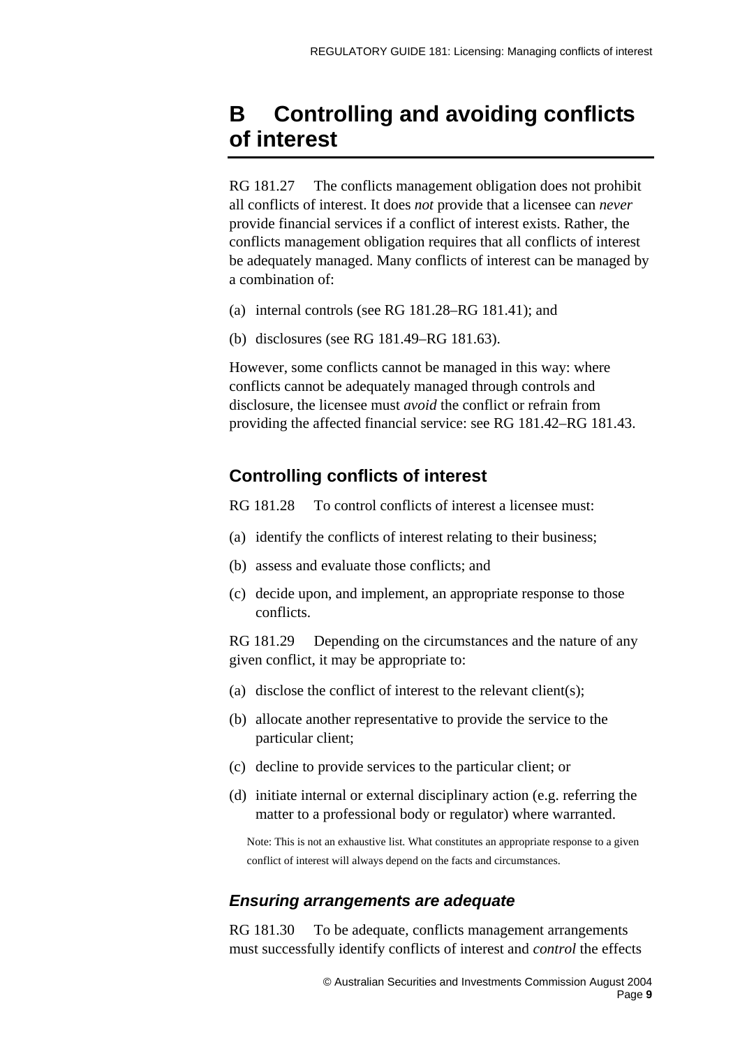# B Controlling and avoiding conflicts of interest

RG 181.27 The conflicts management obligation does not prohibit all conflicts of interest. It does *not* provide that a licensee can *never* provide financial services if a conflict of interest exists. Rather, the conflicts management obligation requires that all conflicts of interest be adequately managed. Many conflicts of interest can be managed by a combination of:

(a) internal controls (see RG 181.28–RG 181.41); and

(b) disclosures (see RG 181.49–RG 181.63).

However, some conflicts cannot be managed in this way: where conflicts cannot be adequately managed through controls and disclosure, the licensee must *avoid* the conflict or refrain from providing the affected financial service: see RG 181.42–RG 181.43.

## Controlling conflicts of interest

RG 181.28 To control conflicts of interest a licensee must:

(a) identify the conflicts of interest relating to their business;

(b) assess and evaluate those conflicts; and

(c) decide upon, and implement, an appropriate response to those conflicts.

RG 181.29 Depending on the circumstances and the nature of any given conflict, it may be appropriate to:

(a) disclose the conflict of interest to the relevant client(s);

(b) allocate another representative to provide the service to the particular client;

(c) decline to provide services to the particular client; or

(d) initiate internal or external disciplinary action (e.g. referring the matter to a professional body or regulator) where warranted.

Note: This is not an exhaustive list. What constitutes an appropriate response to a given conflict of interest will always depend on the facts and circumstances.

### *Ensuring arrangements are adequate*

RG 181.30 To be adequate, conflicts management arrangements must successfully identify conflicts of interest and *control* the effects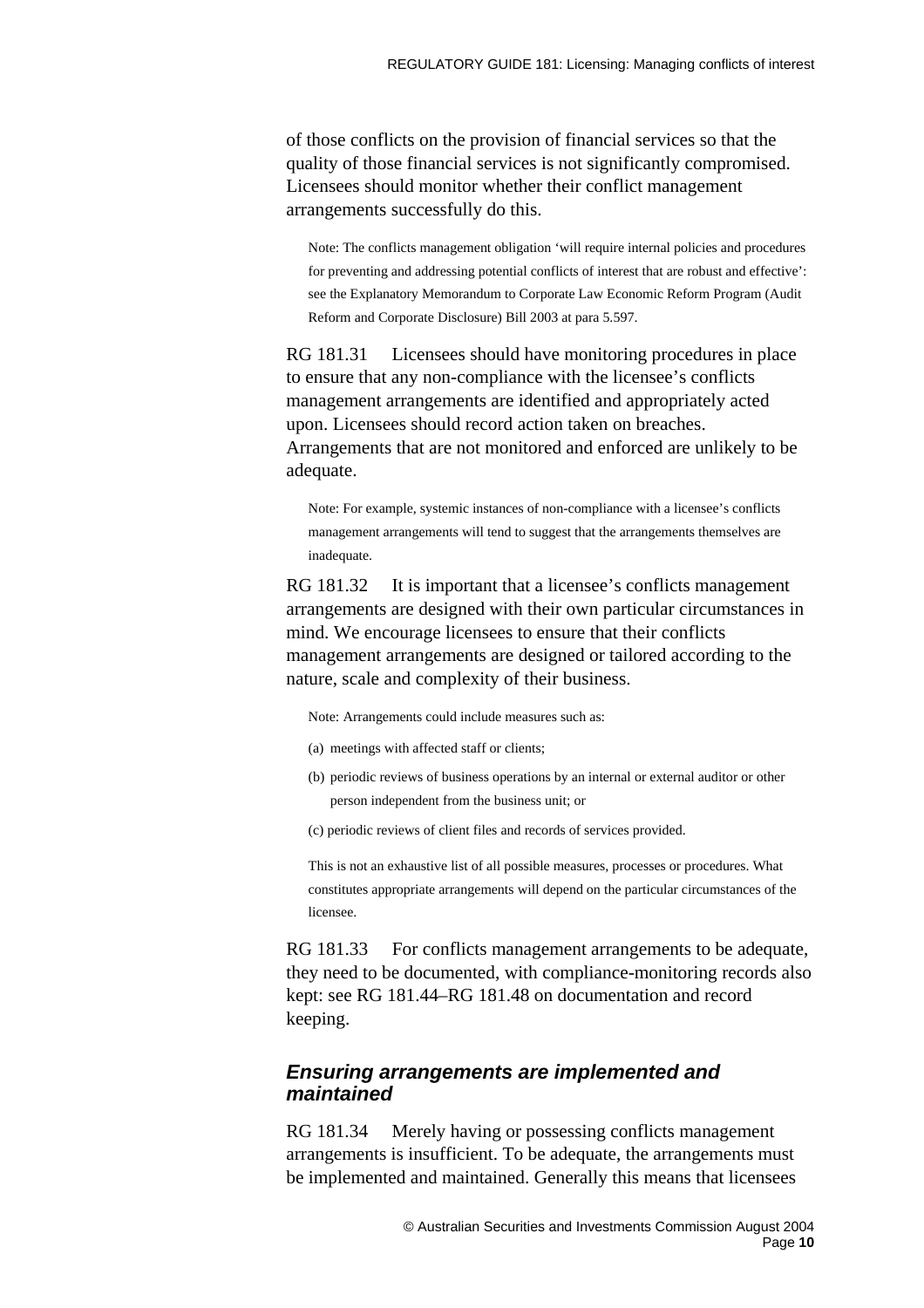of those conflicts on the provision of financial services so that the quality of those financial services is not significantly compromised. Licensees should monitor whether their conflict management arrangements successfully do this.

Note: The conflicts management obligation 'will require internal policies and procedures for preventing and addressing potential conflicts of interest that are robust and effective': see the Explanatory Memorandum to Corporate Law Economic Reform Program (Audit Reform and Corporate Disclosure) Bill 2003 at para 5.597.

RG 181.31 Licensees should have monitoring procedures in place to ensure that any non-compliance with the licensee's conflicts management arrangements are identified and appropriately acted upon. Licensees should record action taken on breaches. Arrangements that are not monitored and enforced are unlikely to be adequate.

Note: For example, systemic instances of non-compliance with a licensee's conflicts management arrangements will tend to suggest that the arrangements themselves are inadequate.

RG 181.32 It is important that a licensee's conflicts management arrangements are designed with their own particular circumstances in mind. We encourage licensees to ensure that their conflicts management arrangements are designed or tailored according to the nature, scale and complexity of their business.

Note: Arrangements could include measures such as:

(a) meetings with affected staff or clients;

(b) periodic reviews of business operations by an internal or external auditor or other person independent from the business unit; or

(c) periodic reviews of client files and records of services provided.

This is not an exhaustive list of all possible measures, processes or procedures. What constitutes appropriate arrangements will depend on the particular circumstances of the licensee.

RG 181.33 For conflicts management arrangements to be adequate, they need to be documented, with compliance-monitoring records also kept: see RG 181.44–RG 181.48 on documentation and record keeping.

### *Ensuring arrangements are implemented and maintained*

RG 181.34 Merely having or possessing conflicts management arrangements is insufficient. To be adequate, the arrangements must be implemented and maintained. Generally this means that licensees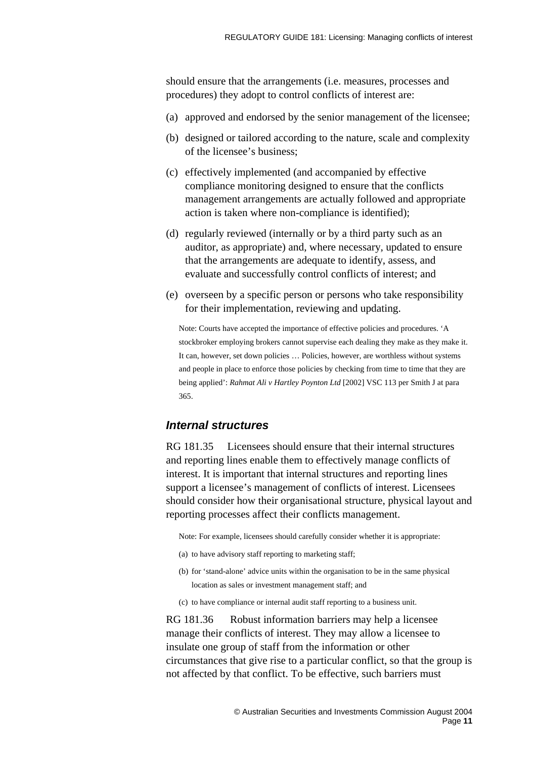should ensure that the arrangements (i.e. measures, processes and procedures) they adopt to control conflicts of interest are:

(a) approved and endorsed by the senior management of the licensee;

(b) designed or tailored according to the nature, scale and complexity of the licensee's business;

(c) effectively implemented (and accompanied by effective compliance monitoring designed to ensure that the conflicts management arrangements are actually followed and appropriate action is taken where non-compliance is identified);

(d) regularly reviewed (internally or by a third party such as an auditor, as appropriate) and, where necessary, updated to ensure that the arrangements are adequate to identify, assess, and evaluate and successfully control conflicts of interest; and

(e) overseen by a specific person or persons who take responsibility for their implementation, reviewing and updating.

Note: Courts have accepted the importance of effective policies and procedures. 'A stockbroker employing brokers cannot supervise each dealing they make as they make it. It can, however, set down policies … Policies, however, are worthless without systems and people in place to enforce those policies by checking from time to time that they are being applied': *Rahmat Ali v Hartley Poynton Ltd* [2002] VSC 113 per Smith J at para 365.

### *Internal structures*

RG 181.35 Licensees should ensure that their internal structures and reporting lines enable them to effectively manage conflicts of interest. It is important that internal structures and reporting lines support a licensee's management of conflicts of interest. Licensees should consider how their organisational structure, physical layout and reporting processes affect their conflicts management.

Note: For example, licensees should carefully consider whether it is appropriate:

(a) to have advisory staff reporting to marketing staff;

(b) for 'stand-alone' advice units within the organisation to be in the same physical location as sales or investment management staff; and

(c) to have compliance or internal audit staff reporting to a business unit.

RG 181.36 Robust information barriers may help a licensee manage their conflicts of interest. They may allow a licensee to insulate one group of staff from the information or other circumstances that give rise to a particular conflict, so that the group is not affected by that conflict. To be effective, such barriers must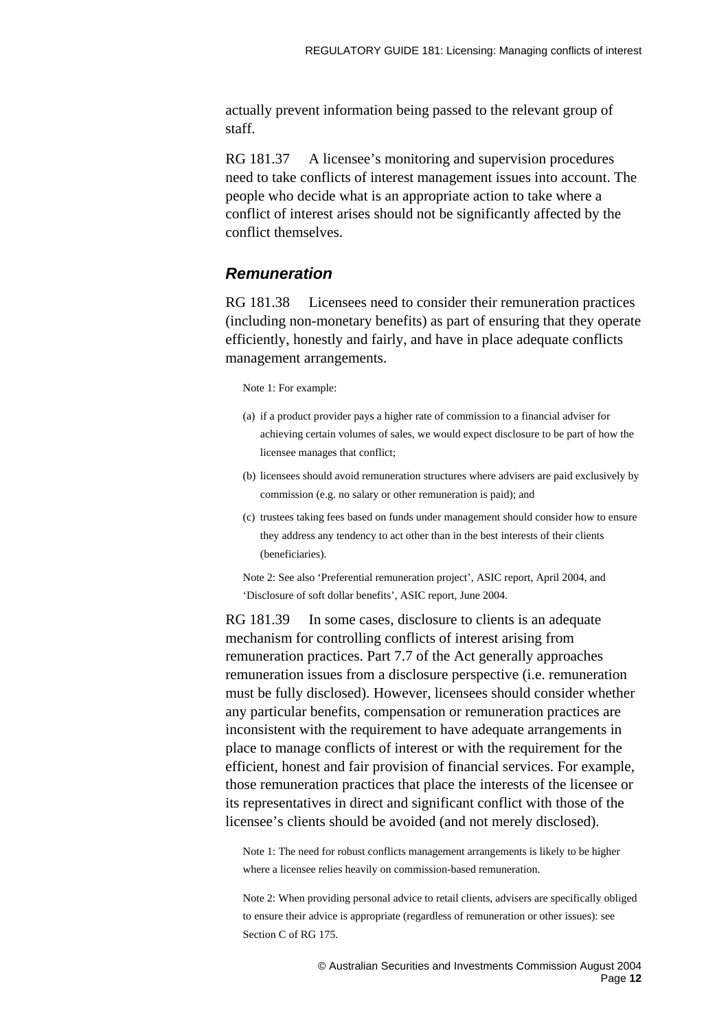actually prevent information being passed to the relevant group of staff.

RG 181.37 A licensee's monitoring and supervision procedures need to take conflicts of interest management issues into account. The people who decide what is an appropriate action to take where a conflict of interest arises should not be significantly affected by the conflict themselves.

### *Remuneration*

RG 181.38 Licensees need to consider their remuneration practices (including non-monetary benefits) as part of ensuring that they operate efficiently, honestly and fairly, and have in place adequate conflicts management arrangements.

> Note 1: For example:
>
> (a) if a product provider pays a higher rate of commission to a financial adviser for achieving certain volumes of sales, we would expect disclosure to be part of how the licensee manages that conflict;
>
> (b) licensees should avoid remuneration structures where advisers are paid exclusively by commission (e.g. no salary or other remuneration is paid); and
>
> (c) trustees taking fees based on funds under management should consider how to ensure they address any tendency to act other than in the best interests of their clients (beneficiaries).
>
> Note 2: See also 'Preferential remuneration project', ASIC report, April 2004, and 'Disclosure of soft dollar benefits', ASIC report, June 2004.

RG 181.39 In some cases, disclosure to clients is an adequate mechanism for controlling conflicts of interest arising from remuneration practices. Part 7.7 of the Act generally approaches remuneration issues from a disclosure perspective (i.e. remuneration must be fully disclosed). However, licensees should consider whether any particular benefits, compensation or remuneration practices are inconsistent with the requirement to have adequate arrangements in place to manage conflicts of interest or with the requirement for the efficient, honest and fair provision of financial services. For example, those remuneration practices that place the interests of the licensee or its representatives in direct and significant conflict with those of the licensee's clients should be avoided (and not merely disclosed).

> Note 1: The need for robust conflicts management arrangements is likely to be higher where a licensee relies heavily on commission-based remuneration.
>
> Note 2: When providing personal advice to retail clients, advisers are specifically obliged to ensure their advice is appropriate (regardless of remuneration or other issues): see Section C of RG 175.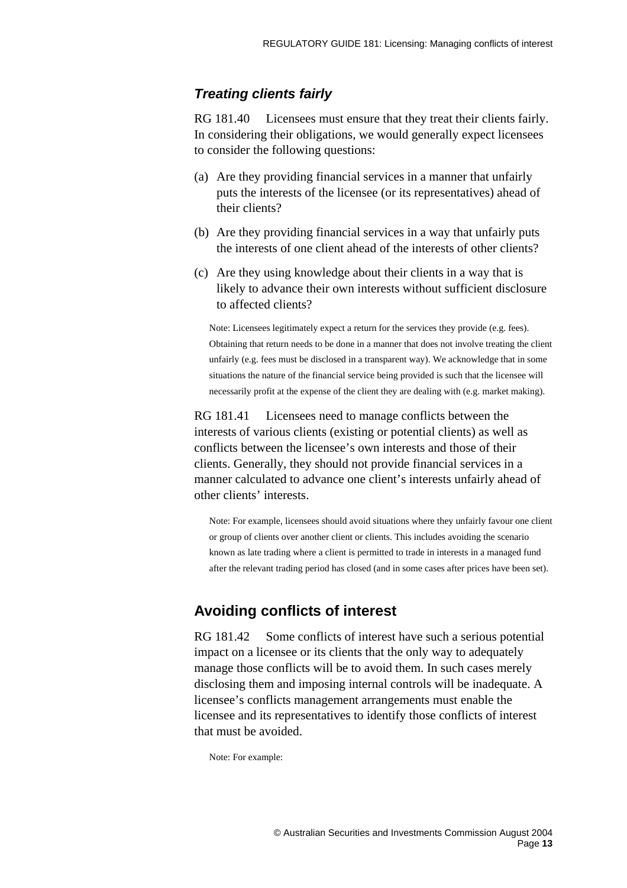### *Treating clients fairly*

RG 181.40 Licensees must ensure that they treat their clients fairly. In considering their obligations, we would generally expect licensees to consider the following questions:

(a) Are they providing financial services in a manner that unfairly puts the interests of the licensee (or its representatives) ahead of their clients?

(b) Are they providing financial services in a way that unfairly puts the interests of one client ahead of the interests of other clients?

(c) Are they using knowledge about their clients in a way that is likely to advance their own interests without sufficient disclosure to affected clients?

Note: Licensees legitimately expect a return for the services they provide (e.g. fees). Obtaining that return needs to be done in a manner that does not involve treating the client unfairly (e.g. fees must be disclosed in a transparent way). We acknowledge that in some situations the nature of the financial service being provided is such that the licensee will necessarily profit at the expense of the client they are dealing with (e.g. market making).

RG 181.41 Licensees need to manage conflicts between the interests of various clients (existing or potential clients) as well as conflicts between the licensee's own interests and those of their clients. Generally, they should not provide financial services in a manner calculated to advance one client's interests unfairly ahead of other clients' interests.

Note: For example, licensees should avoid situations where they unfairly favour one client or group of clients over another client or clients. This includes avoiding the scenario known as late trading where a client is permitted to trade in interests in a managed fund after the relevant trading period has closed (and in some cases after prices have been set).

## Avoiding conflicts of interest

RG 181.42 Some conflicts of interest have such a serious potential impact on a licensee or its clients that the only way to adequately manage those conflicts will be to avoid them. In such cases merely disclosing them and imposing internal controls will be inadequate. A licensee's conflicts management arrangements must enable the licensee and its representatives to identify those conflicts of interest that must be avoided.

Note: For example: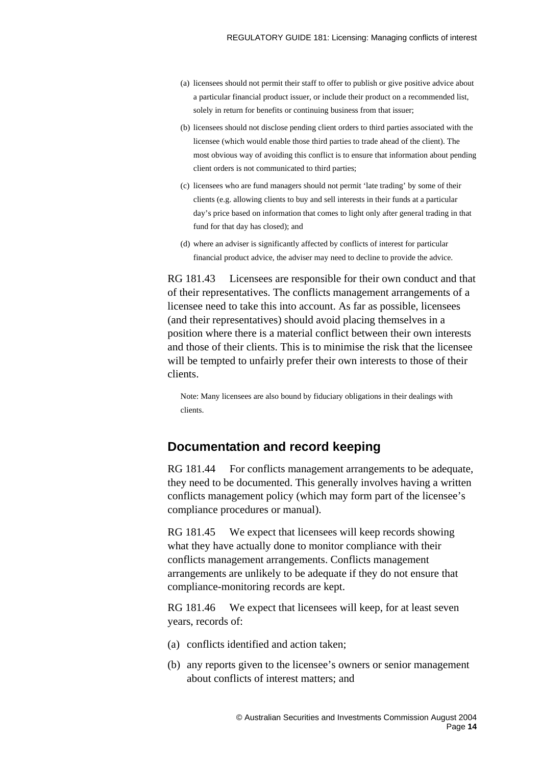(a) licensees should not permit their staff to offer to publish or give positive advice about a particular financial product issuer, or include their product on a recommended list, solely in return for benefits or continuing business from that issuer;

(b) licensees should not disclose pending client orders to third parties associated with the licensee (which would enable those third parties to trade ahead of the client). The most obvious way of avoiding this conflict is to ensure that information about pending client orders is not communicated to third parties;

(c) licensees who are fund managers should not permit 'late trading' by some of their clients (e.g. allowing clients to buy and sell interests in their funds at a particular day's price based on information that comes to light only after general trading in that fund for that day has closed); and

(d) where an adviser is significantly affected by conflicts of interest for particular financial product advice, the adviser may need to decline to provide the advice.

RG 181.43 Licensees are responsible for their own conduct and that of their representatives. The conflicts management arrangements of a licensee need to take this into account. As far as possible, licensees (and their representatives) should avoid placing themselves in a position where there is a material conflict between their own interests and those of their clients. This is to minimise the risk that the licensee will be tempted to unfairly prefer their own interests to those of their clients.

Note: Many licensees are also bound by fiduciary obligations in their dealings with clients.

## Documentation and record keeping

RG 181.44 For conflicts management arrangements to be adequate, they need to be documented. This generally involves having a written conflicts management policy (which may form part of the licensee's compliance procedures or manual).

RG 181.45 We expect that licensees will keep records showing what they have actually done to monitor compliance with their conflicts management arrangements. Conflicts management arrangements are unlikely to be adequate if they do not ensure that compliance-monitoring records are kept.

RG 181.46 We expect that licensees will keep, for at least seven years, records of:

(a) conflicts identified and action taken;

(b) any reports given to the licensee's owners or senior management about conflicts of interest matters; and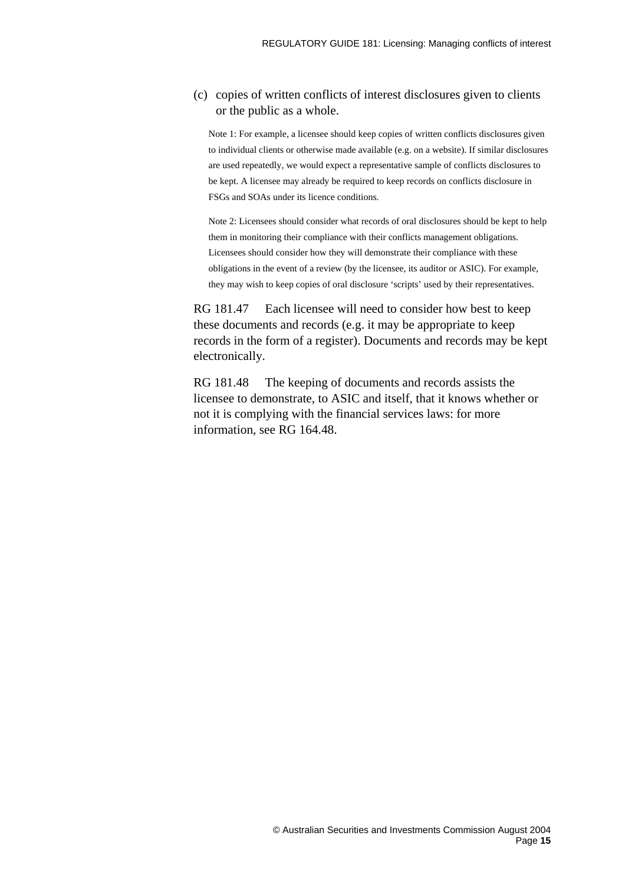(c) copies of written conflicts of interest disclosures given to clients or the public as a whole.

Note 1: For example, a licensee should keep copies of written conflicts disclosures given to individual clients or otherwise made available (e.g. on a website). If similar disclosures are used repeatedly, we would expect a representative sample of conflicts disclosures to be kept. A licensee may already be required to keep records on conflicts disclosure in FSGs and SOAs under its licence conditions.

Note 2: Licensees should consider what records of oral disclosures should be kept to help them in monitoring their compliance with their conflicts management obligations. Licensees should consider how they will demonstrate their compliance with these obligations in the event of a review (by the licensee, its auditor or ASIC). For example, they may wish to keep copies of oral disclosure 'scripts' used by their representatives.

RG 181.47 Each licensee will need to consider how best to keep these documents and records (e.g. it may be appropriate to keep records in the form of a register). Documents and records may be kept electronically.

RG 181.48 The keeping of documents and records assists the licensee to demonstrate, to ASIC and itself, that it knows whether or not it is complying with the financial services laws: for more information, see RG 164.48.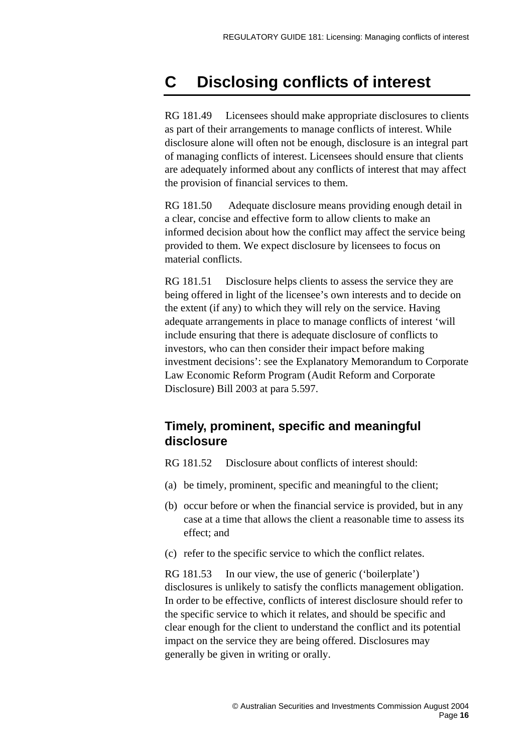# C Disclosing conflicts of interest

RG 181.49 Licensees should make appropriate disclosures to clients as part of their arrangements to manage conflicts of interest. While disclosure alone will often not be enough, disclosure is an integral part of managing conflicts of interest. Licensees should ensure that clients are adequately informed about any conflicts of interest that may affect the provision of financial services to them.

RG 181.50 Adequate disclosure means providing enough detail in a clear, concise and effective form to allow clients to make an informed decision about how the conflict may affect the service being provided to them. We expect disclosure by licensees to focus on material conflicts.

RG 181.51 Disclosure helps clients to assess the service they are being offered in light of the licensee's own interests and to decide on the extent (if any) to which they will rely on the service. Having adequate arrangements in place to manage conflicts of interest 'will include ensuring that there is adequate disclosure of conflicts to investors, who can then consider their impact before making investment decisions': see the Explanatory Memorandum to Corporate Law Economic Reform Program (Audit Reform and Corporate Disclosure) Bill 2003 at para 5.597.

## Timely, prominent, specific and meaningful disclosure

RG 181.52 Disclosure about conflicts of interest should:

(a) be timely, prominent, specific and meaningful to the client;

(b) occur before or when the financial service is provided, but in any case at a time that allows the client a reasonable time to assess its effect; and

(c) refer to the specific service to which the conflict relates.

RG 181.53 In our view, the use of generic ('boilerplate') disclosures is unlikely to satisfy the conflicts management obligation. In order to be effective, conflicts of interest disclosure should refer to the specific service to which it relates, and should be specific and clear enough for the client to understand the conflict and its potential impact on the service they are being offered. Disclosures may generally be given in writing or orally.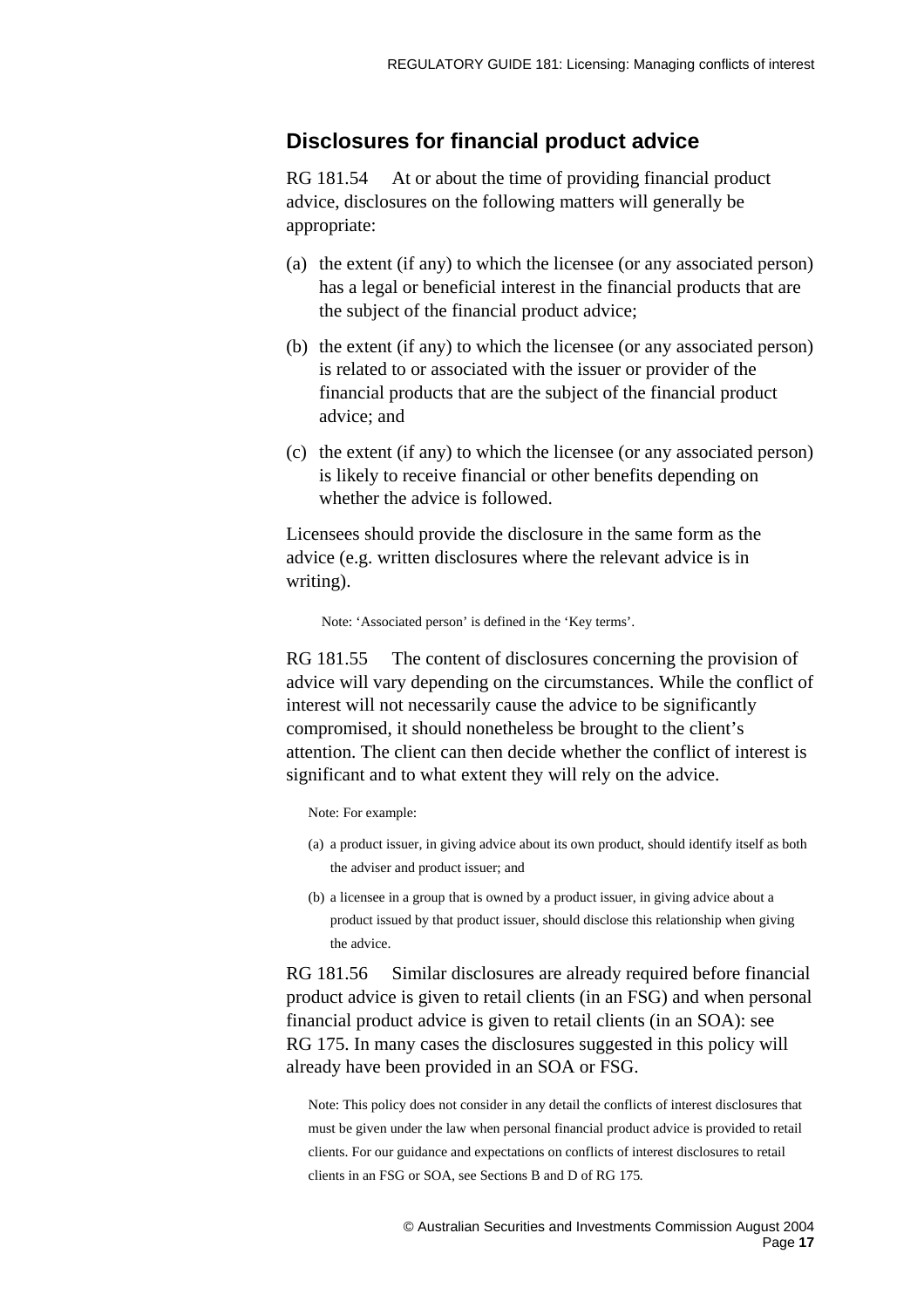## Disclosures for financial product advice

RG 181.54 At or about the time of providing financial product advice, disclosures on the following matters will generally be appropriate:

(a) the extent (if any) to which the licensee (or any associated person) has a legal or beneficial interest in the financial products that are the subject of the financial product advice;

(b) the extent (if any) to which the licensee (or any associated person) is related to or associated with the issuer or provider of the financial products that are the subject of the financial product advice; and

(c) the extent (if any) to which the licensee (or any associated person) is likely to receive financial or other benefits depending on whether the advice is followed.

Licensees should provide the disclosure in the same form as the advice (e.g. written disclosures where the relevant advice is in writing).

> Note: 'Associated person' is defined in the 'Key terms'.

RG 181.55 The content of disclosures concerning the provision of advice will vary depending on the circumstances. While the conflict of interest will not necessarily cause the advice to be significantly compromised, it should nonetheless be brought to the client's attention. The client can then decide whether the conflict of interest is significant and to what extent they will rely on the advice.

> Note: For example:
>
> (a) a product issuer, in giving advice about its own product, should identify itself as both the adviser and product issuer; and
>
> (b) a licensee in a group that is owned by a product issuer, in giving advice about a product issued by that product issuer, should disclose this relationship when giving the advice.

RG 181.56 Similar disclosures are already required before financial product advice is given to retail clients (in an FSG) and when personal financial product advice is given to retail clients (in an SOA): see RG 175. In many cases the disclosures suggested in this policy will already have been provided in an SOA or FSG.

> Note: This policy does not consider in any detail the conflicts of interest disclosures that must be given under the law when personal financial product advice is provided to retail clients. For our guidance and expectations on conflicts of interest disclosures to retail clients in an FSG or SOA, see Sections B and D of RG 175.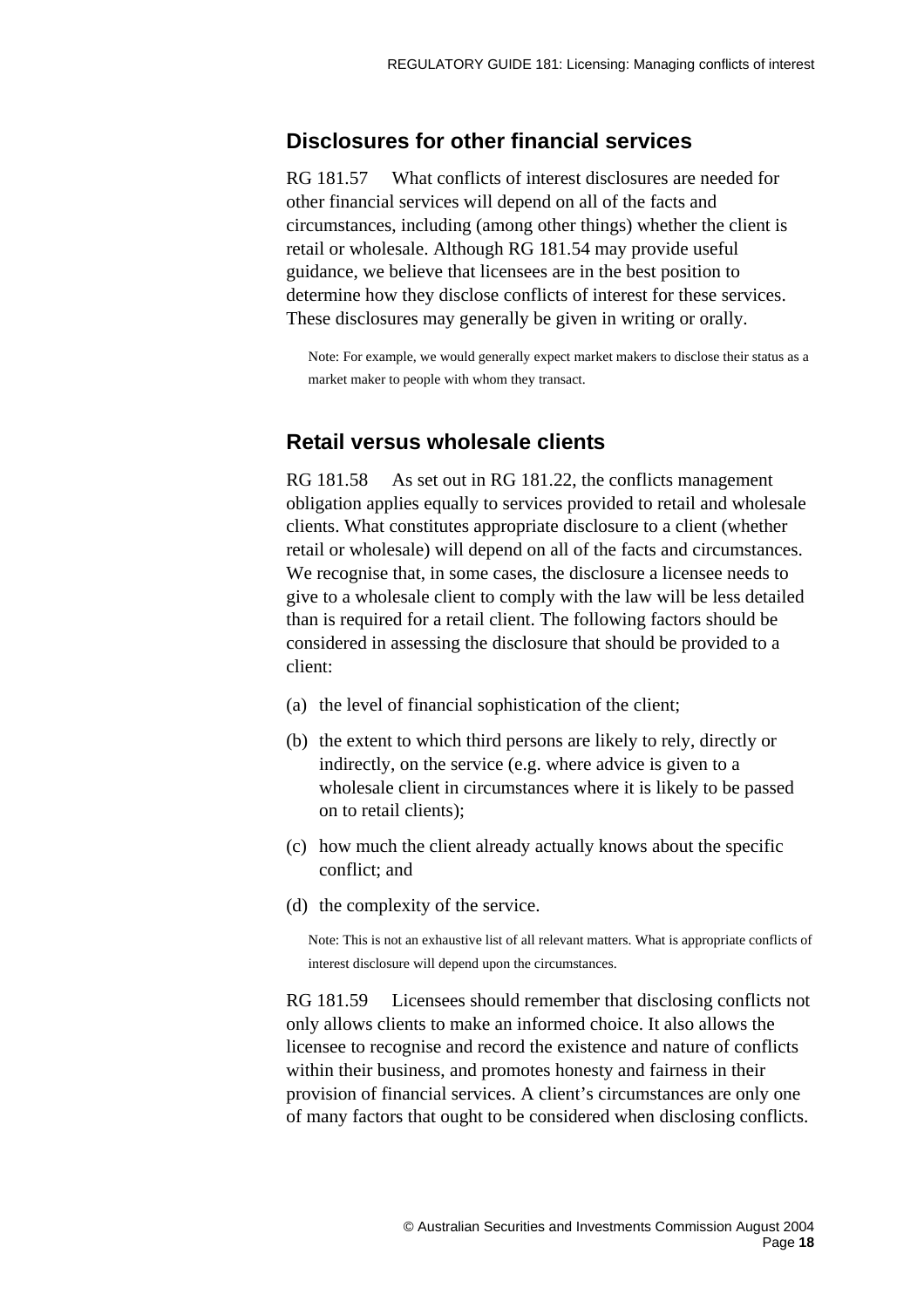## Disclosures for other financial services

RG 181.57 What conflicts of interest disclosures are needed for other financial services will depend on all of the facts and circumstances, including (among other things) whether the client is retail or wholesale. Although RG 181.54 may provide useful guidance, we believe that licensees are in the best position to determine how they disclose conflicts of interest for these services. These disclosures may generally be given in writing or orally.

Note: For example, we would generally expect market makers to disclose their status as a market maker to people with whom they transact.

## Retail versus wholesale clients

RG 181.58 As set out in RG 181.22, the conflicts management obligation applies equally to services provided to retail and wholesale clients. What constitutes appropriate disclosure to a client (whether retail or wholesale) will depend on all of the facts and circumstances. We recognise that, in some cases, the disclosure a licensee needs to give to a wholesale client to comply with the law will be less detailed than is required for a retail client. The following factors should be considered in assessing the disclosure that should be provided to a client:

(a) the level of financial sophistication of the client;

(b) the extent to which third persons are likely to rely, directly or indirectly, on the service (e.g. where advice is given to a wholesale client in circumstances where it is likely to be passed on to retail clients);

(c) how much the client already actually knows about the specific conflict; and

(d) the complexity of the service.

Note: This is not an exhaustive list of all relevant matters. What is appropriate conflicts of interest disclosure will depend upon the circumstances.

RG 181.59 Licensees should remember that disclosing conflicts not only allows clients to make an informed choice. It also allows the licensee to recognise and record the existence and nature of conflicts within their business, and promotes honesty and fairness in their provision of financial services. A client's circumstances are only one of many factors that ought to be considered when disclosing conflicts.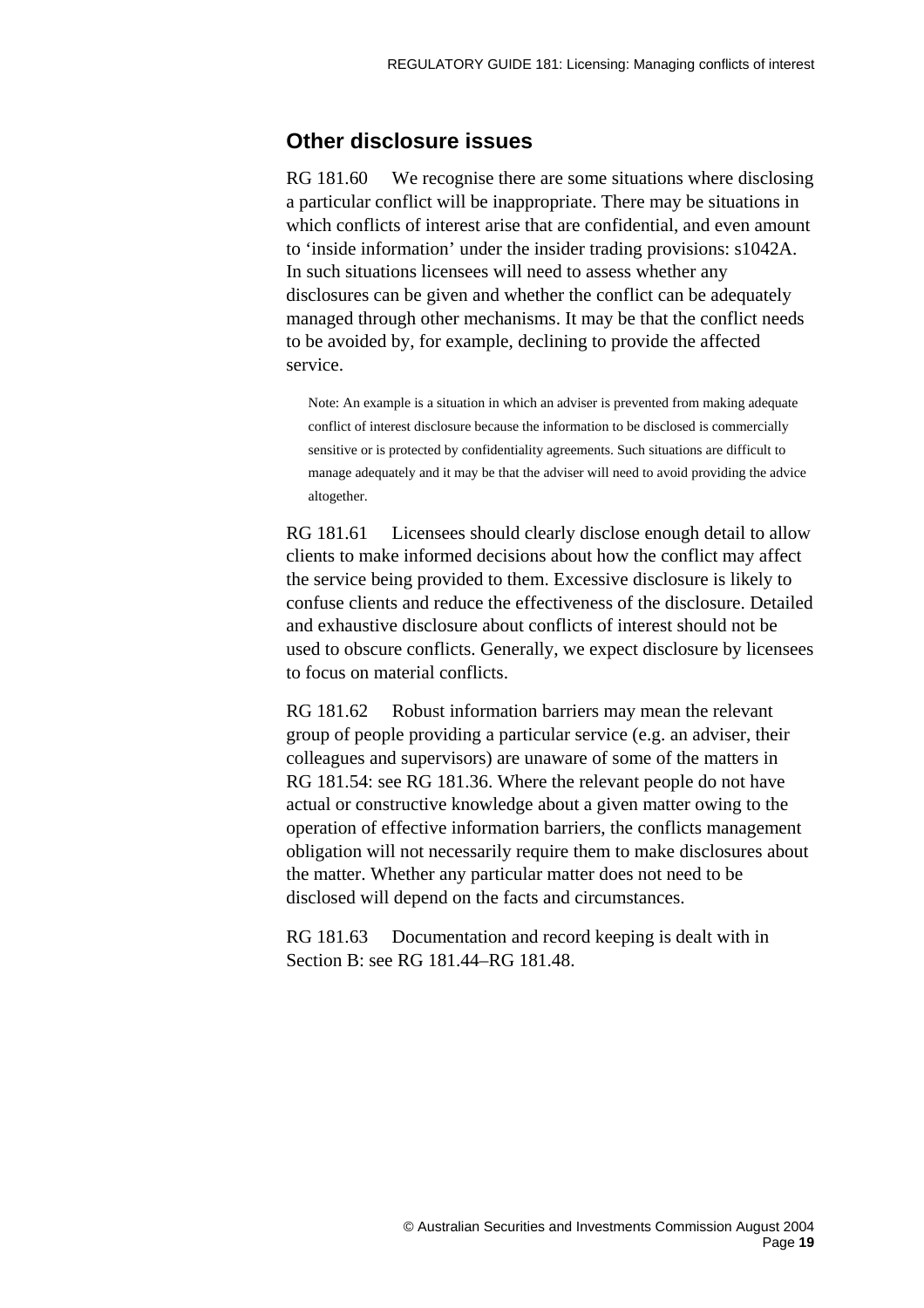## Other disclosure issues

RG 181.60 We recognise there are some situations where disclosing a particular conflict will be inappropriate. There may be situations in which conflicts of interest arise that are confidential, and even amount to 'inside information' under the insider trading provisions: s1042A. In such situations licensees will need to assess whether any disclosures can be given and whether the conflict can be adequately managed through other mechanisms. It may be that the conflict needs to be avoided by, for example, declining to provide the affected service.

> Note: An example is a situation in which an adviser is prevented from making adequate conflict of interest disclosure because the information to be disclosed is commercially sensitive or is protected by confidentiality agreements. Such situations are difficult to manage adequately and it may be that the adviser will need to avoid providing the advice altogether.

RG 181.61 Licensees should clearly disclose enough detail to allow clients to make informed decisions about how the conflict may affect the service being provided to them. Excessive disclosure is likely to confuse clients and reduce the effectiveness of the disclosure. Detailed and exhaustive disclosure about conflicts of interest should not be used to obscure conflicts. Generally, we expect disclosure by licensees to focus on material conflicts.

RG 181.62 Robust information barriers may mean the relevant group of people providing a particular service (e.g. an adviser, their colleagues and supervisors) are unaware of some of the matters in RG 181.54: see RG 181.36. Where the relevant people do not have actual or constructive knowledge about a given matter owing to the operation of effective information barriers, the conflicts management obligation will not necessarily require them to make disclosures about the matter. Whether any particular matter does not need to be disclosed will depend on the facts and circumstances.

RG 181.63 Documentation and record keeping is dealt with in Section B: see RG 181.44–RG 181.48.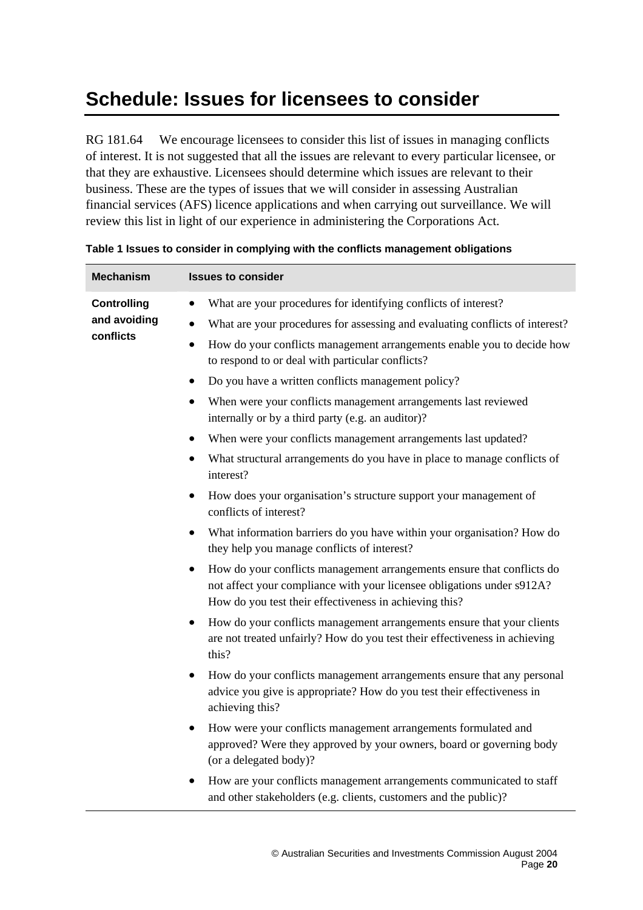# Schedule: Issues for licensees to consider

RG 181.64 We encourage licensees to consider this list of issues in managing conflicts of interest. It is not suggested that all the issues are relevant to every particular licensee, or that they are exhaustive. Licensees should determine which issues are relevant to their business. These are the types of issues that we will consider in assessing Australian financial services (AFS) licence applications and when carrying out surveillance. We will review this list in light of our experience in administering the Corporations Act.

**Table 1 Issues to consider in complying with the conflicts management obligations**

| Mechanism | Issues to consider |
| --- | --- |
| **Controlling and avoiding conflicts** | • What are your procedures for identifying conflicts of interest?<br>• What are your procedures for assessing and evaluating conflicts of interest?<br>• How do your conflicts management arrangements enable you to decide how to respond to or deal with particular conflicts?<br>• Do you have a written conflicts management policy?<br>• When were your conflicts management arrangements last reviewed internally or by a third party (e.g. an auditor)?<br>• When were your conflicts management arrangements last updated?<br>• What structural arrangements do you have in place to manage conflicts of interest?<br>• How does your organisation's structure support your management of conflicts of interest?<br>• What information barriers do you have within your organisation? How do they help you manage conflicts of interest?<br>• How do your conflicts management arrangements ensure that conflicts do not affect your compliance with your licensee obligations under s912A? How do you test their effectiveness in achieving this?<br>• How do your conflicts management arrangements ensure that your clients are not treated unfairly? How do you test their effectiveness in achieving this?<br>• How do your conflicts management arrangements ensure that any personal advice you give is appropriate? How do you test their effectiveness in achieving this?<br>• How were your conflicts management arrangements formulated and approved? Were they approved by your owners, board or governing body (or a delegated body)?<br>• How are your conflicts management arrangements communicated to staff and other stakeholders (e.g. clients, customers and the public)? |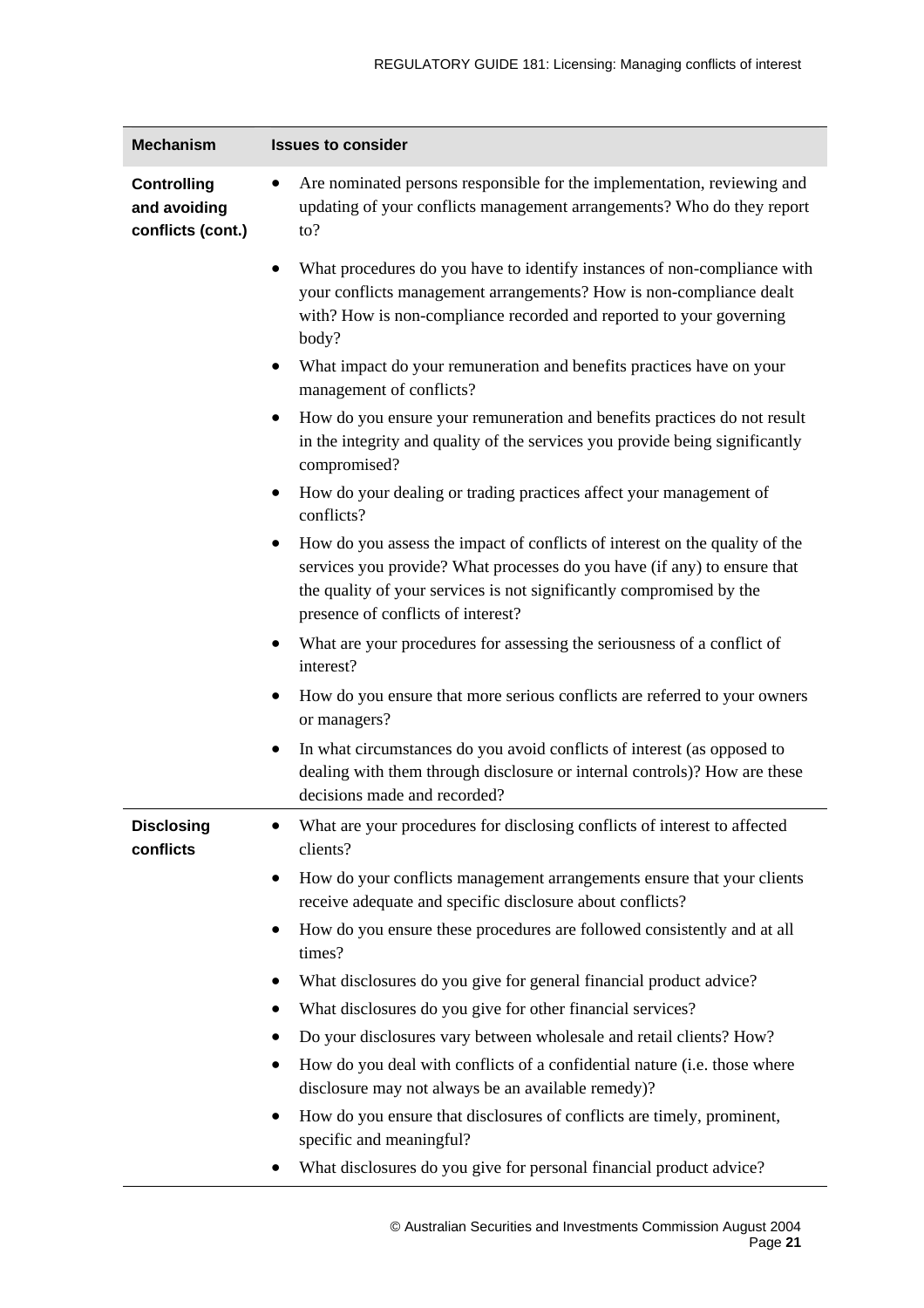| Mechanism | Issues to consider |
|---|---|
| **Controlling and avoiding conflicts (cont.)** | • Are nominated persons responsible for the implementation, reviewing and updating of your conflicts management arrangements? Who do they report to?<br>• What procedures do you have to identify instances of non-compliance with your conflicts management arrangements? How is non-compliance dealt with? How is non-compliance recorded and reported to your governing body?<br>• What impact do your remuneration and benefits practices have on your management of conflicts?<br>• How do you ensure your remuneration and benefits practices do not result in the integrity and quality of the services you provide being significantly compromised?<br>• How do your dealing or trading practices affect your management of conflicts?<br>• How do you assess the impact of conflicts of interest on the quality of the services you provide? What processes do you have (if any) to ensure that the quality of your services is not significantly compromised by the presence of conflicts of interest?<br>• What are your procedures for assessing the seriousness of a conflict of interest?<br>• How do you ensure that more serious conflicts are referred to your owners or managers?<br>• In what circumstances do you avoid conflicts of interest (as opposed to dealing with them through disclosure or internal controls)? How are these decisions made and recorded? |
| **Disclosing conflicts** | • What are your procedures for disclosing conflicts of interest to affected clients?<br>• How do your conflicts management arrangements ensure that your clients receive adequate and specific disclosure about conflicts?<br>• How do you ensure these procedures are followed consistently and at all times?<br>• What disclosures do you give for general financial product advice?<br>• What disclosures do you give for other financial services?<br>• Do your disclosures vary between wholesale and retail clients? How?<br>• How do you deal with conflicts of a confidential nature (i.e. those where disclosure may not always be an available remedy)?<br>• How do you ensure that disclosures of conflicts are timely, prominent, specific and meaningful?<br>• What disclosures do you give for personal financial product advice? |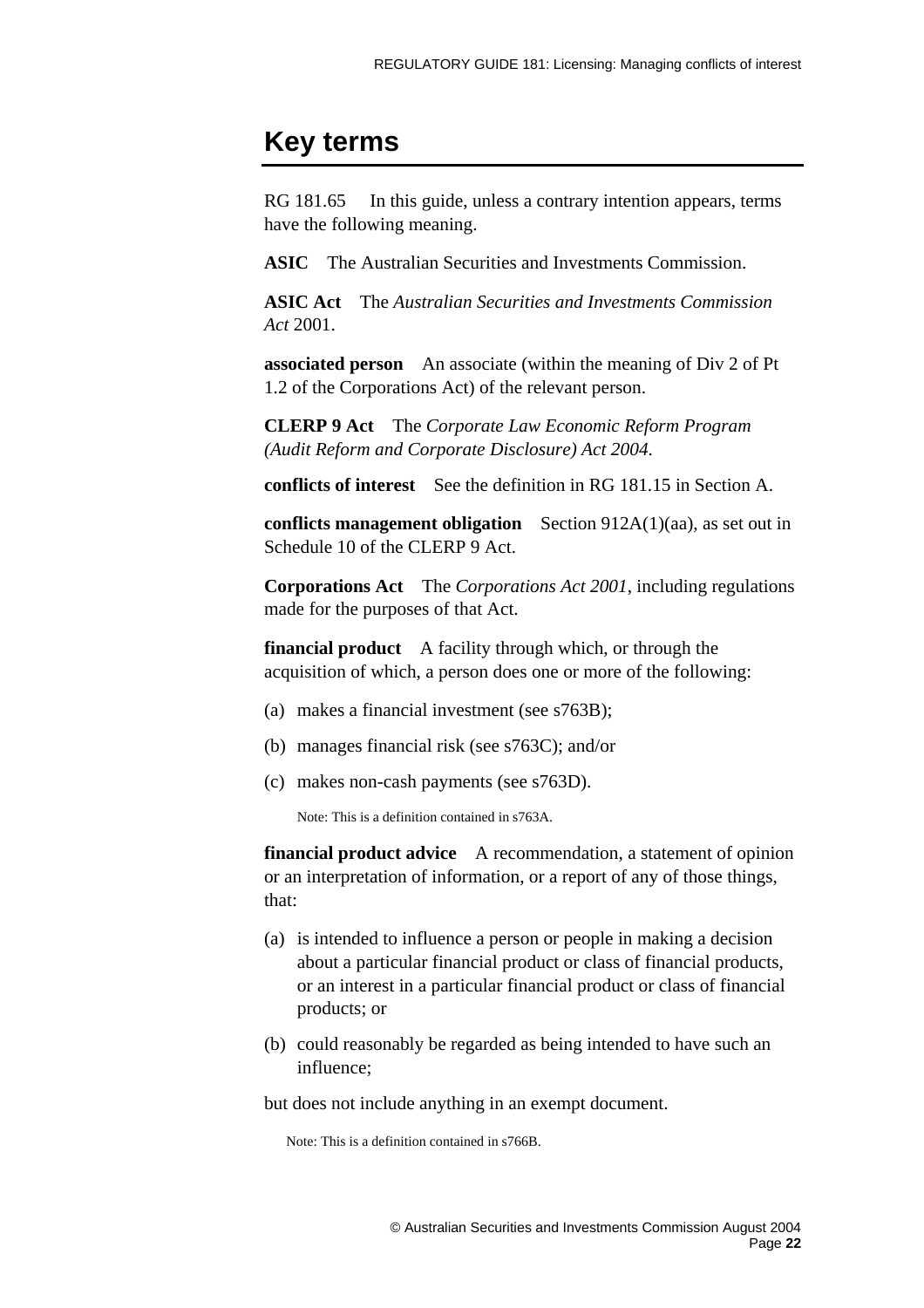# Key terms

RG 181.65 In this guide, unless a contrary intention appears, terms have the following meaning.

**ASIC** The Australian Securities and Investments Commission.

**ASIC Act** The *Australian Securities and Investments Commission Act* 2001.

**associated person** An associate (within the meaning of Div 2 of Pt 1.2 of the Corporations Act) of the relevant person.

**CLERP 9 Act** The *Corporate Law Economic Reform Program (Audit Reform and Corporate Disclosure) Act 2004*.

**conflicts of interest** See the definition in RG 181.15 in Section A.

**conflicts management obligation** Section 912A(1)(aa), as set out in Schedule 10 of the CLERP 9 Act.

**Corporations Act** The *Corporations Act 2001*, including regulations made for the purposes of that Act.

**financial product** A facility through which, or through the acquisition of which, a person does one or more of the following:

(a) makes a financial investment (see s763B);

(b) manages financial risk (see s763C); and/or

(c) makes non-cash payments (see s763D).

Note: This is a definition contained in s763A.

**financial product advice** A recommendation, a statement of opinion or an interpretation of information, or a report of any of those things, that:

(a) is intended to influence a person or people in making a decision about a particular financial product or class of financial products, or an interest in a particular financial product or class of financial products; or

(b) could reasonably be regarded as being intended to have such an influence;

but does not include anything in an exempt document.

Note: This is a definition contained in s766B.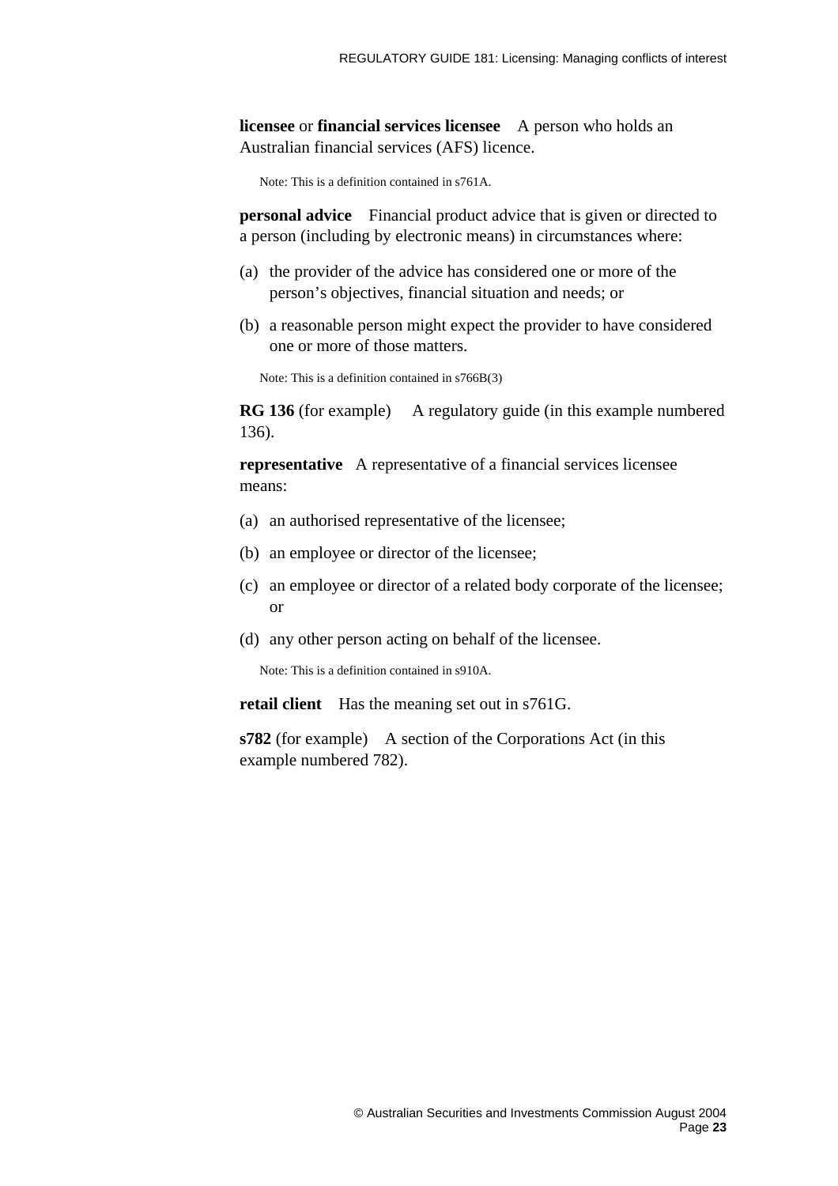**licensee** or **financial services licensee** A person who holds an Australian financial services (AFS) licence.

Note: This is a definition contained in s761A.

**personal advice** Financial product advice that is given or directed to a person (including by electronic means) in circumstances where:

(a) the provider of the advice has considered one or more of the person's objectives, financial situation and needs; or

(b) a reasonable person might expect the provider to have considered one or more of those matters.

Note: This is a definition contained in s766B(3)

**RG 136** (for example) A regulatory guide (in this example numbered 136).

**representative** A representative of a financial services licensee means:

(a) an authorised representative of the licensee;

(b) an employee or director of the licensee;

(c) an employee or director of a related body corporate of the licensee; or

(d) any other person acting on behalf of the licensee.

Note: This is a definition contained in s910A.

**retail client** Has the meaning set out in s761G.

**s782** (for example) A section of the Corporations Act (in this example numbered 782).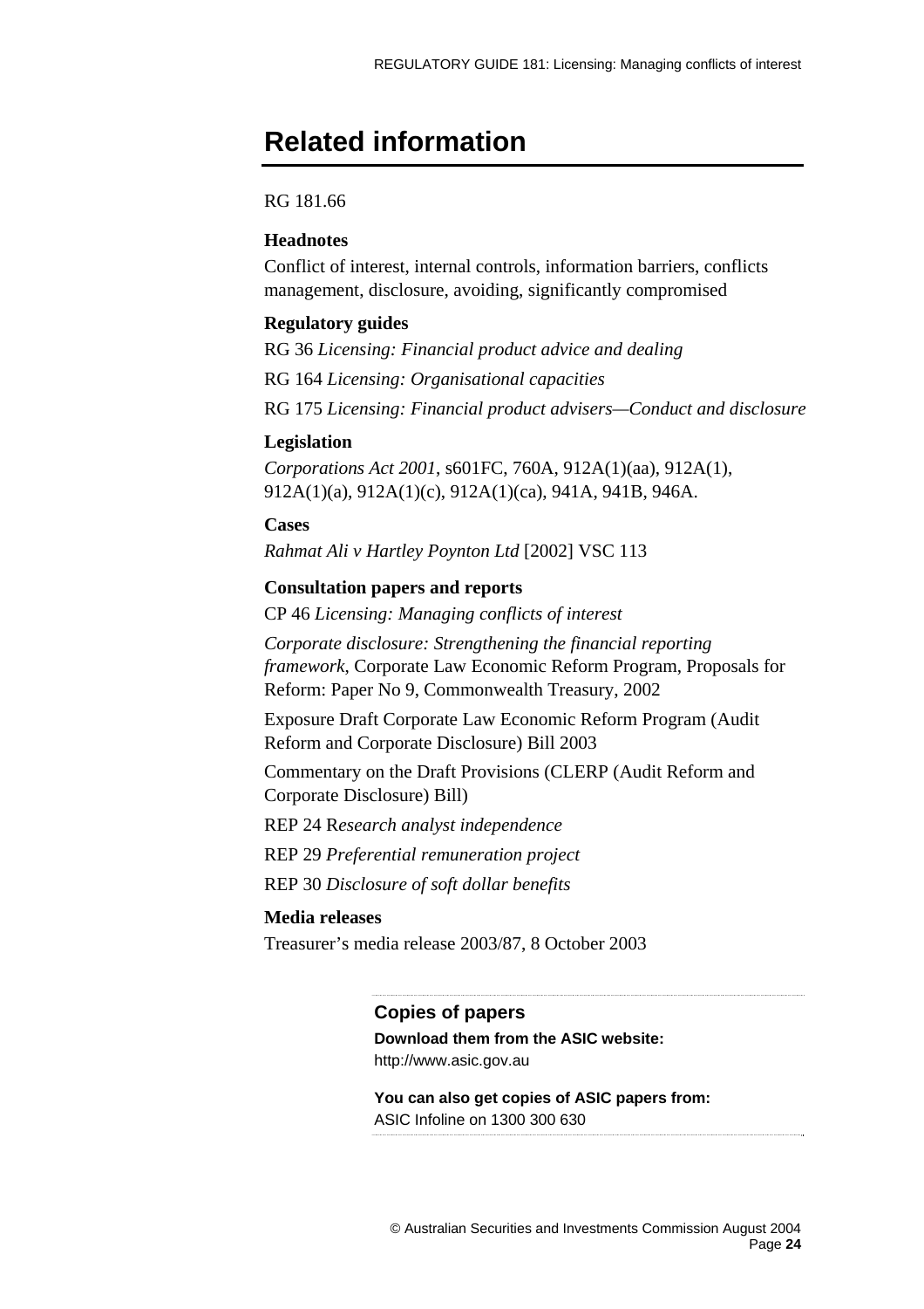# Related information

RG 181.66

**Headnotes**

Conflict of interest, internal controls, information barriers, conflicts management, disclosure, avoiding, significantly compromised

**Regulatory guides**

RG 36 *Licensing: Financial product advice and dealing*

RG 164 *Licensing: Organisational capacities*

RG 175 *Licensing: Financial product advisers—Conduct and disclosure*

**Legislation**

*Corporations Act 2001*, s601FC, 760A, 912A(1)(aa), 912A(1), 912A(1)(a), 912A(1)(c), 912A(1)(ca), 941A, 941B, 946A.

**Cases**

*Rahmat Ali v Hartley Poynton Ltd* [2002] VSC 113

**Consultation papers and reports**

CP 46 *Licensing: Managing conflicts of interest*

*Corporate disclosure: Strengthening the financial reporting framework*, Corporate Law Economic Reform Program, Proposals for Reform: Paper No 9, Commonwealth Treasury, 2002

Exposure Draft Corporate Law Economic Reform Program (Audit Reform and Corporate Disclosure) Bill 2003

Commentary on the Draft Provisions (CLERP (Audit Reform and Corporate Disclosure) Bill)

REP 24 R*esearch analyst independence*

REP 29 *Preferential remuneration project*

REP 30 *Disclosure of soft dollar benefits*

**Media releases**

Treasurer's media release 2003/87, 8 October 2003

**Copies of papers**

**Download them from the ASIC website:**
http://www.asic.gov.au

**You can also get copies of ASIC papers from:**
ASIC Infoline on 1300 300 630

© Australian Securities and Investments Commission August 2004